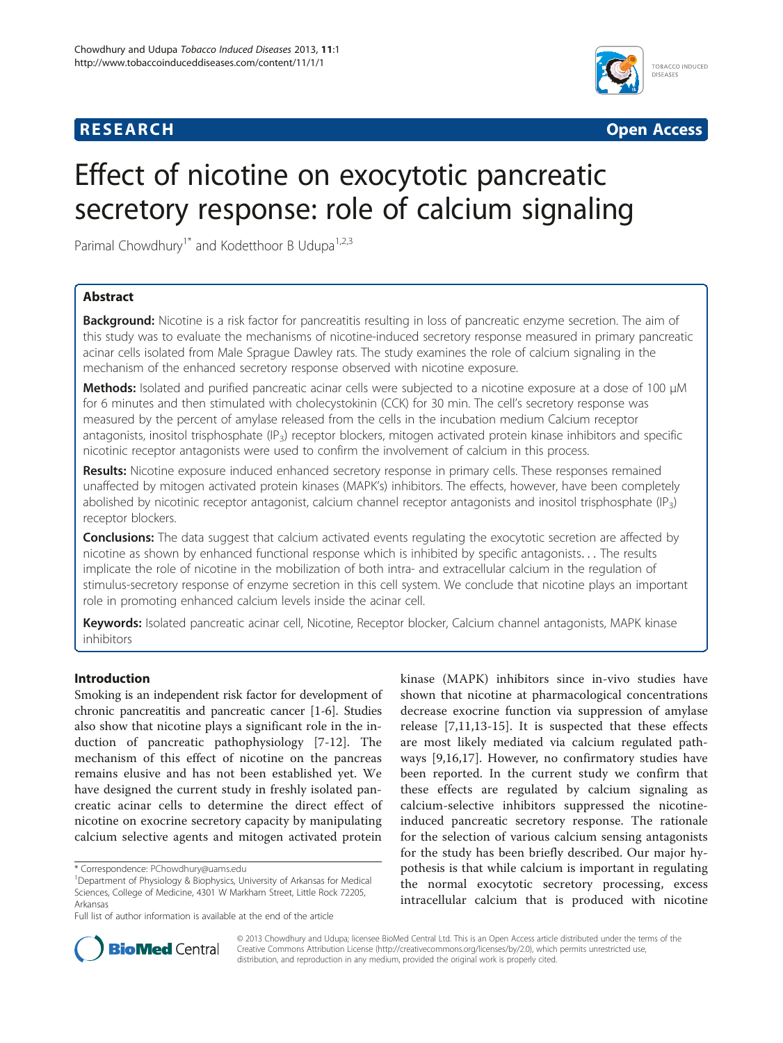**RESEARCH** **Open Access**

# Effect of nicotine on exocytotic pancreatic secretory response: role of calcium signaling

Parimal Chowdhury[1*] and Kodetthoor B Udupa[1,2,3]

## Abstract

**Background:** Nicotine is a risk factor for pancreatitis resulting in loss of pancreatic enzyme secretion. The aim of this study was to evaluate the mechanisms of nicotine-induced secretory response measured in primary pancreatic acinar cells isolated from Male Sprague Dawley rats. The study examines the role of calcium signaling in the mechanism of the enhanced secretory response observed with nicotine exposure.

**Methods:** Isolated and purified pancreatic acinar cells were subjected to a nicotine exposure at a dose of 100 μM for 6 minutes and then stimulated with cholecystokinin (CCK) for 30 min. The cell's secretory response was measured by the percent of amylase released from the cells in the incubation medium Calcium receptor antagonists, inositol trisphosphate ($IP_3$) receptor blockers, mitogen activated protein kinase inhibitors and specific nicotinic receptor antagonists were used to confirm the involvement of calcium in this process.

**Results:** Nicotine exposure induced enhanced secretory response in primary cells. These responses remained unaffected by mitogen activated protein kinases (MAPK's) inhibitors. The effects, however, have been completely abolished by nicotinic receptor antagonist, calcium channel receptor antagonists and inositol trisphosphate ($IP_3$) receptor blockers.

**Conclusions:** The data suggest that calcium activated events regulating the exocytotic secretion are affected by nicotine as shown by enhanced functional response which is inhibited by specific antagonists… The results implicate the role of nicotine in the mobilization of both intra- and extracellular calcium in the regulation of stimulus-secretory response of enzyme secretion in this cell system. We conclude that nicotine plays an important role in promoting enhanced calcium levels inside the acinar cell.

**Keywords:** Isolated pancreatic acinar cell, Nicotine, Receptor blocker, Calcium channel antagonists, MAPK kinase inhibitors

## Introduction

Smoking is an independent risk factor for development of chronic pancreatitis and pancreatic cancer [1-6]. Studies also show that nicotine plays a significant role in the induction of pancreatic pathophysiology [7-12]. The mechanism of this effect of nicotine on the pancreas remains elusive and has not been established yet. We have designed the current study in freshly isolated pancreatic acinar cells to determine the direct effect of nicotine on exocrine secretory capacity by manipulating calcium selective agents and mitogen activated protein kinase (MAPK) inhibitors since in-vivo studies have shown that nicotine at pharmacological concentrations decrease exocrine function via suppression of amylase release [7,11,13-15]. It is suspected that these effects are most likely mediated via calcium regulated pathways [9,16,17]. However, no confirmatory studies have been reported. In the current study we confirm that these effects are regulated by calcium signaling as calcium-selective inhibitors suppressed the nicotine-induced pancreatic secretory response. The rationale for the selection of various calcium sensing antagonists for the study has been briefly described. Our major hypothesis is that while calcium is important in regulating the normal exocytotic secretory processing, excess intracellular calcium that is produced with nicotine

* Correspondence: PChowdhury@uams.edu
[1]Department of Physiology & Biophysics, University of Arkansas for Medical Sciences, College of Medicine, 4301 W Markham Street, Little Rock 72205, Arkansas
Full list of author information is available at the end of the article

© 2013 Chowdhury and Udupa; licensee BioMed Central Ltd. This is an Open Access article distributed under the terms of the Creative Commons Attribution License (http://creativecommons.org/licenses/by/2.0), which permits unrestricted use, distribution, and reproduction in any medium, provided the original work is properly cited.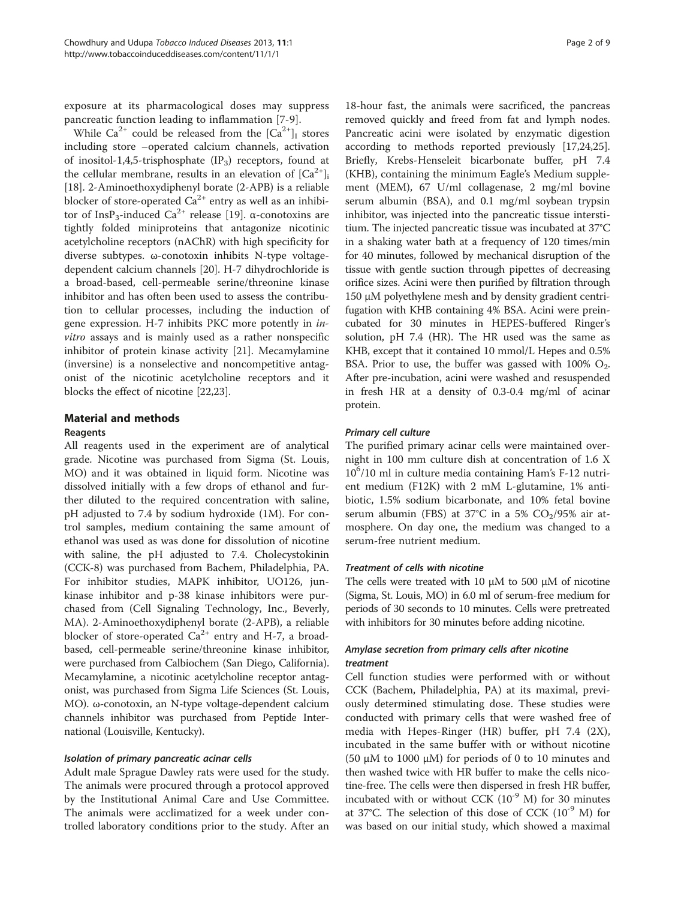exposure at its pharmacological doses may suppress pancreatic function leading to inflammation [7-9].

While $Ca^{2+}$ could be released from the $[Ca^{2+}]_I$ stores including store –operated calcium channels, activation of inositol-1,4,5-trisphosphate ($IP_3$) receptors, found at the cellular membrane, results in an elevation of $[Ca^{2+}]_i$ [18]. 2-Aminoethoxydiphenyl borate (2-APB) is a reliable blocker of store-operated $Ca^{2+}$ entry as well as an inhibitor of $InsP_3$-induced $Ca^{2+}$ release [19]. α-conotoxins are tightly folded miniproteins that antagonize nicotinic acetylcholine receptors (nAChR) with high specificity for diverse subtypes. ω-conotoxin inhibits N-type voltage-dependent calcium channels [20]. H-7 dihydrochloride is a broad-based, cell-permeable serine/threonine kinase inhibitor and has often been used to assess the contribution to cellular processes, including the induction of gene expression. H-7 inhibits PKC more potently in *in-vitro* assays and is mainly used as a rather nonspecific inhibitor of protein kinase activity [21]. Mecamylamine (inversine) is a nonselective and noncompetitive antagonist of the nicotinic acetylcholine receptors and it blocks the effect of nicotine [22,23].

## Material and methods

### Reagents

All reagents used in the experiment are of analytical grade. Nicotine was purchased from Sigma (St. Louis, MO) and it was obtained in liquid form. Nicotine was dissolved initially with a few drops of ethanol and further diluted to the required concentration with saline, pH adjusted to 7.4 by sodium hydroxide (1M). For control samples, medium containing the same amount of ethanol was used as was done for dissolution of nicotine with saline, the pH adjusted to 7.4. Cholecystokinin (CCK-8) was purchased from Bachem, Philadelphia, PA. For inhibitor studies, MAPK inhibitor, UO126, jun-kinase inhibitor and p-38 kinase inhibitors were purchased from (Cell Signaling Technology, Inc., Beverly, MA). 2-Aminoethoxydiphenyl borate (2-APB), a reliable blocker of store-operated $Ca^{2+}$ entry and H-7, a broad-based, cell-permeable serine/threonine kinase inhibitor, were purchased from Calbiochem (San Diego, California). Mecamylamine, a nicotinic acetylcholine receptor antagonist, was purchased from Sigma Life Sciences (St. Louis, MO). ω-conotoxin, an N-type voltage-dependent calcium channels inhibitor was purchased from Peptide International (Louisville, Kentucky).

#### *Isolation of primary pancreatic acinar cells*

Adult male Sprague Dawley rats were used for the study. The animals were procured through a protocol approved by the Institutional Animal Care and Use Committee. The animals were acclimatized for a week under controlled laboratory conditions prior to the study. After an 18-hour fast, the animals were sacrificed, the pancreas removed quickly and freed from fat and lymph nodes. Pancreatic acini were isolated by enzymatic digestion according to methods reported previously [17,24,25]. Briefly, Krebs-Henseleit bicarbonate buffer, pH 7.4 (KHB), containing the minimum Eagle's Medium supplement (MEM), 67 U/ml collagenase, 2 mg/ml bovine serum albumin (BSA), and 0.1 mg/ml soybean trypsin inhibitor, was injected into the pancreatic tissue interstitium. The injected pancreatic tissue was incubated at 37°C in a shaking water bath at a frequency of 120 times/min for 40 minutes, followed by mechanical disruption of the tissue with gentle suction through pipettes of decreasing orifice sizes. Acini were then purified by filtration through 150 μM polyethylene mesh and by density gradient centrifugation with KHB containing 4% BSA. Acini were preincubated for 30 minutes in HEPES-buffered Ringer's solution, pH 7.4 (HR). The HR used was the same as KHB, except that it contained 10 mmol/L Hepes and 0.5% BSA. Prior to use, the buffer was gassed with 100% $O_2$. After pre-incubation, acini were washed and resuspended in fresh HR at a density of 0.3-0.4 mg/ml of acinar protein.

#### *Primary cell culture*

The purified primary acinar cells were maintained overnight in 100 mm culture dish at concentration of 1.6 X $10^6$/10 ml in culture media containing Ham's F-12 nutrient medium (F12K) with 2 mM L-glutamine, 1% antibiotic, 1.5% sodium bicarbonate, and 10% fetal bovine serum albumin (FBS) at 37°C in a 5% $CO_2$/95% air atmosphere. On day one, the medium was changed to a serum-free nutrient medium.

#### *Treatment of cells with nicotine*

The cells were treated with 10 μM to 500 μM of nicotine (Sigma, St. Louis, MO) in 6.0 ml of serum-free medium for periods of 30 seconds to 10 minutes. Cells were pretreated with inhibitors for 30 minutes before adding nicotine.

#### *Amylase secretion from primary cells after nicotine treatment*

Cell function studies were performed with or without CCK (Bachem, Philadelphia, PA) at its maximal, previously determined stimulating dose. These studies were conducted with primary cells that were washed free of media with Hepes-Ringer (HR) buffer, pH 7.4 (2X), incubated in the same buffer with or without nicotine (50 μM to 1000 μM) for periods of 0 to 10 minutes and then washed twice with HR buffer to make the cells nicotine-free. The cells were then dispersed in fresh HR buffer, incubated with or without CCK ($10^{-9}$ M) for 30 minutes at 37°C. The selection of this dose of CCK ($10^{-9}$ M) for was based on our initial study, which showed a maximal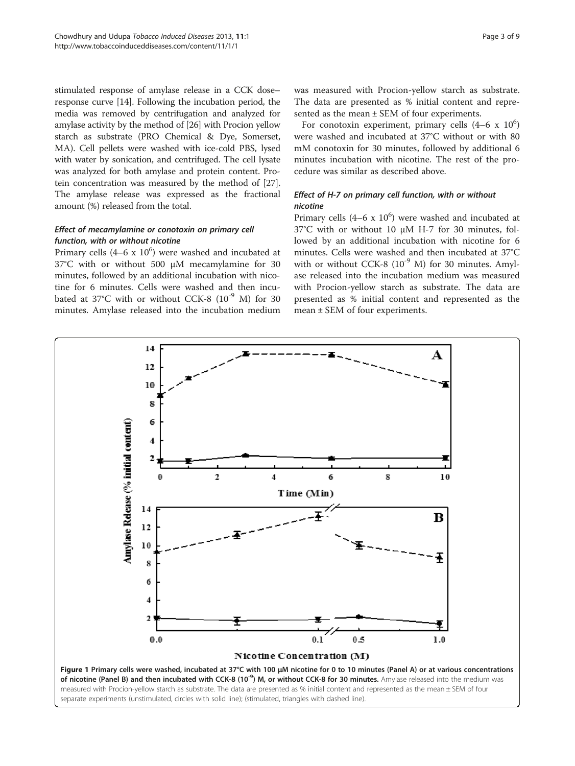stimulated response of amylase release in a CCK dose–response curve [14]. Following the incubation period, the media was removed by centrifugation and analyzed for amylase activity by the method of [26] with Procion yellow starch as substrate (PRO Chemical & Dye, Somerset, MA). Cell pellets were washed with ice-cold PBS, lysed with water by sonication, and centrifuged. The cell lysate was analyzed for both amylase and protein content. Protein concentration was measured by the method of [27]. The amylase release was expressed as the fractional amount (%) released from the total.

### *Effect of mecamylamine or conotoxin on primary cell function, with or without nicotine*

Primary cells (4–6 x $10^6$) were washed and incubated at 37°C with or without 500 μM mecamylamine for 30 minutes, followed by an additional incubation with nicotine for 6 minutes. Cells were washed and then incubated at 37°C with or without CCK-8 ($10^{-9}$ M) for 30 minutes. Amylase released into the incubation medium was measured with Procion-yellow starch as substrate. The data are presented as % initial content and represented as the mean ± SEM of four experiments.

For conotoxin experiment, primary cells (4–6 x $10^6$) were washed and incubated at 37°C without or with 80 mM conotoxin for 30 minutes, followed by additional 6 minutes incubation with nicotine. The rest of the procedure was similar as described above.

### *Effect of H-7 on primary cell function, with or without nicotine*

Primary cells (4–6 x $10^6$) were washed and incubated at 37°C with or without 10 μM H-7 for 30 minutes, followed by an additional incubation with nicotine for 6 minutes. Cells were washed and then incubated at 37°C with or without CCK-8 ($10^{-9}$ M) for 30 minutes. Amylase released into the incubation medium was measured with Procion-yellow starch as substrate. The data are presented as % initial content and represented as the mean ± SEM of four experiments.

**Figure 1 Primary cells were washed, incubated at 37°C with 100 μM nicotine for 0 to 10 minutes (Panel A) or at various concentrations of nicotine (Panel B) and then incubated with CCK-8 ($10^{-9}$) M, or without CCK-8 for 30 minutes.** Amylase released into the medium was measured with Procion-yellow starch as substrate. The data are presented as % initial content and represented as the mean ± SEM of four separate experiments (unstimulated, circles with solid line); (stimulated, triangles with dashed line).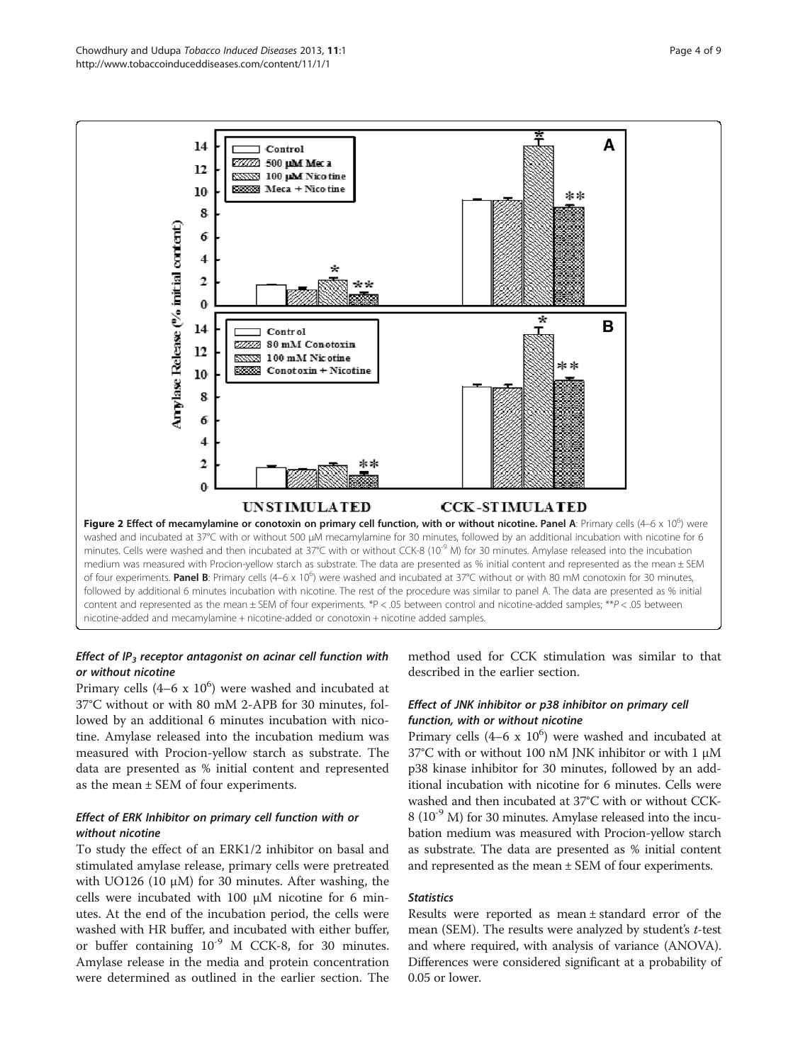**Figure 2 Effect of mecamylamine or conotoxin on primary cell function, with or without nicotine. Panel A**: Primary cells (4–6 x $10^6$) were washed and incubated at 37°C with or without 500 μM mecamylamine for 30 minutes, followed by an additional incubation with nicotine for 6 minutes. Cells were washed and then incubated at 37°C with or without CCK-8 ($10^{-9}$ M) for 30 minutes. Amylase released into the incubation medium was measured with Procion-yellow starch as substrate. The data are presented as % initial content and represented as the mean ± SEM of four experiments. **Panel B**: Primary cells (4–6 x $10^6$) were washed and incubated at 37°C without or with 80 mM conotoxin for 30 minutes, followed by additional 6 minutes incubation with nicotine. The rest of the procedure was similar to panel A. The data are presented as % initial content and represented as the mean ± SEM of four experiments. *P < .05 between control and nicotine-added samples; **P < .05 between nicotine-added and mecamylamine + nicotine-added or conotoxin + nicotine added samples.

### *Effect of $IP_3$ receptor antagonist on acinar cell function with or without nicotine*

Primary cells (4–6 x $10^6$) were washed and incubated at 37°C without or with 80 mM 2-APB for 30 minutes, followed by an additional 6 minutes incubation with nicotine. Amylase released into the incubation medium was measured with Procion-yellow starch as substrate. The data are presented as % initial content and represented as the mean ± SEM of four experiments.

### *Effect of ERK Inhibitor on primary cell function with or without nicotine*

To study the effect of an ERK1/2 inhibitor on basal and stimulated amylase release, primary cells were pretreated with UO126 (10 μM) for 30 minutes. After washing, the cells were incubated with 100 μM nicotine for 6 minutes. At the end of the incubation period, the cells were washed with HR buffer, and incubated with either buffer, or buffer containing $10^{-9}$ M CCK-8, for 30 minutes. Amylase release in the media and protein concentration were determined as outlined in the earlier section. The method used for CCK stimulation was similar to that described in the earlier section.

### *Effect of JNK inhibitor or p38 inhibitor on primary cell function, with or without nicotine*

Primary cells (4–6 x $10^6$) were washed and incubated at 37°C with or without 100 nM JNK inhibitor or with 1 μM p38 kinase inhibitor for 30 minutes, followed by an additional incubation with nicotine for 6 minutes. Cells were washed and then incubated at 37°C with or without CCK-8 ($10^{-9}$ M) for 30 minutes. Amylase released into the incubation medium was measured with Procion-yellow starch as substrate. The data are presented as % initial content and represented as the mean ± SEM of four experiments.

### *Statistics*

Results were reported as mean ± standard error of the mean (SEM). The results were analyzed by student's *t*-test and where required, with analysis of variance (ANOVA). Differences were considered significant at a probability of 0.05 or lower.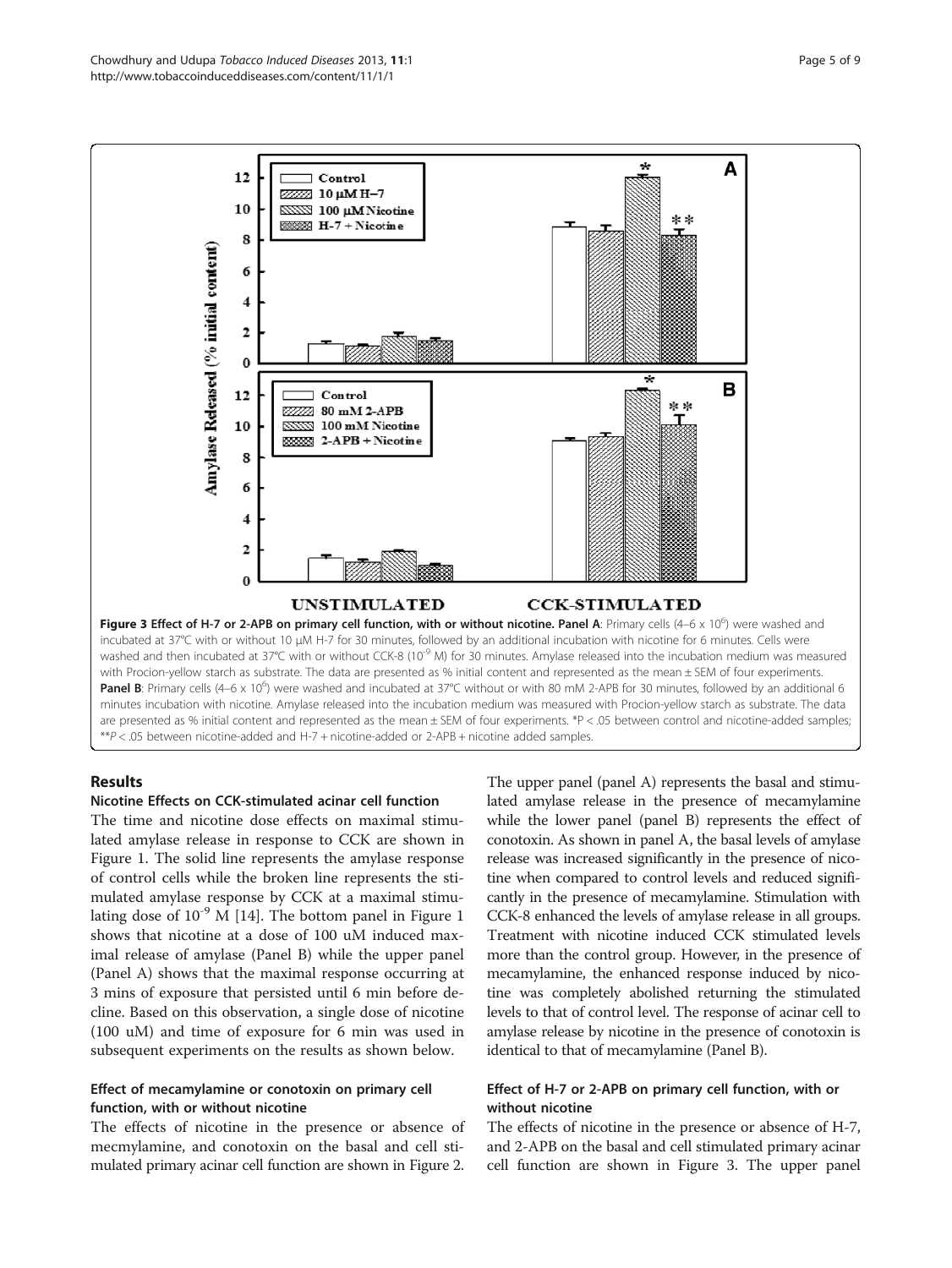Figure 3 Effect of H-7 or 2-APB on primary cell function, with or without nicotine. Panel A: Primary cells (4–6 x $10^6$) were washed and incubated at 37°C with or without 10 μM H-7 for 30 minutes, followed by an additional incubation with nicotine for 6 minutes. Cells were washed and then incubated at 37°C with or without CCK-8 ($10^{-9}$ M) for 30 minutes. Amylase released into the incubation medium was measured with Procion-yellow starch as substrate. The data are presented as % initial content and represented as the mean ± SEM of four experiments. Panel B: Primary cells (4–6 x $10^6$) were washed and incubated at 37°C without or with 80 mM 2-APB for 30 minutes, followed by an additional 6 minutes incubation with nicotine. Amylase released into the incubation medium was measured with Procion-yellow starch as substrate. The data are presented as % initial content and represented as the mean ± SEM of four experiments. *P < .05 between control and nicotine-added samples; **P < .05 between nicotine-added and H-7 + nicotine-added or 2-APB + nicotine added samples.

## Results

### Nicotine Effects on CCK-stimulated acinar cell function

The time and nicotine dose effects on maximal stimulated amylase release in response to CCK are shown in Figure 1. The solid line represents the amylase response of control cells while the broken line represents the stimulated amylase response by CCK at a maximal stimulating dose of $10^{-9}$ M [14]. The bottom panel in Figure 1 shows that nicotine at a dose of 100 uM induced maximal release of amylase (Panel B) while the upper panel (Panel A) shows that the maximal response occurring at 3 mins of exposure that persisted until 6 min before decline. Based on this observation, a single dose of nicotine (100 uM) and time of exposure for 6 min was used in subsequent experiments on the results as shown below.

### Effect of mecamylamine or conotoxin on primary cell function, with or without nicotine

The effects of nicotine in the presence or absence of mecmylamine, and conotoxin on the basal and cell stimulated primary acinar cell function are shown in Figure 2. The upper panel (panel A) represents the basal and stimulated amylase release in the presence of mecamylamine while the lower panel (panel B) represents the effect of conotoxin. As shown in panel A, the basal levels of amylase release was increased significantly in the presence of nicotine when compared to control levels and reduced significantly in the presence of mecamylamine. Stimulation with CCK-8 enhanced the levels of amylase release in all groups. Treatment with nicotine induced CCK stimulated levels more than the control group. However, in the presence of mecamylamine, the enhanced response induced by nicotine was completely abolished returning the stimulated levels to that of control level. The response of acinar cell to amylase release by nicotine in the presence of conotoxin is identical to that of mecamylamine (Panel B).

### Effect of H-7 or 2-APB on primary cell function, with or without nicotine

The effects of nicotine in the presence or absence of H-7, and 2-APB on the basal and cell stimulated primary acinar cell function are shown in Figure 3. The upper panel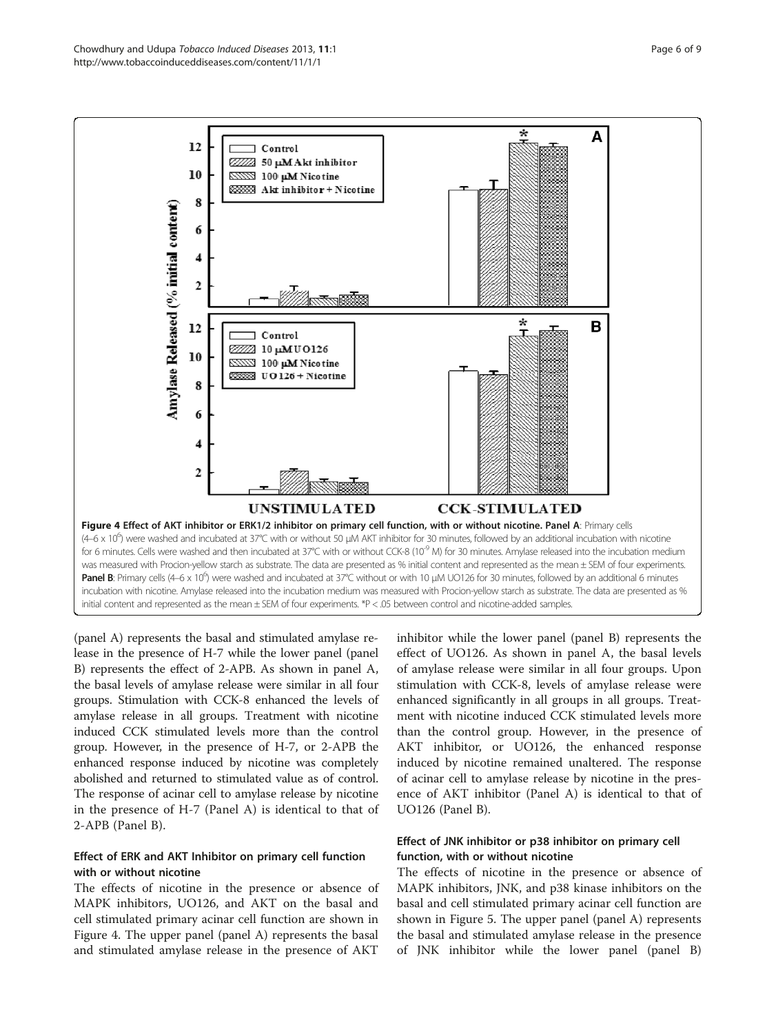**Figure 4 Effect of AKT inhibitor or ERK1/2 inhibitor on primary cell function, with or without nicotine. Panel A**: Primary cells (4–6 x $10^6$) were washed and incubated at 37°C with or without 50 μM AKT inhibitor for 30 minutes, followed by an additional incubation with nicotine for 6 minutes. Cells were washed and then incubated at 37°C with or without CCK-8 ($10^{-9}$ M) for 30 minutes. Amylase released into the incubation medium was measured with Procion-yellow starch as substrate. The data are presented as % initial content and represented as the mean ± SEM of four experiments. **Panel B**: Primary cells (4–6 x $10^6$) were washed and incubated at 37°C without or with 10 μM UO126 for 30 minutes, followed by an additional 6 minutes incubation with nicotine. Amylase released into the incubation medium was measured with Procion-yellow starch as substrate. The data are presented as % initial content and represented as the mean ± SEM of four experiments. *P < .05 between control and nicotine-added samples.

(panel A) represents the basal and stimulated amylase release in the presence of H-7 while the lower panel (panel B) represents the effect of 2-APB. As shown in panel A, the basal levels of amylase release were similar in all four groups. Stimulation with CCK-8 enhanced the levels of amylase release in all groups. Treatment with nicotine induced CCK stimulated levels more than the control group. However, in the presence of H-7, or 2-APB the enhanced response induced by nicotine was completely abolished and returned to stimulated value as of control. The response of acinar cell to amylase release by nicotine in the presence of H-7 (Panel A) is identical to that of 2-APB (Panel B).

### Effect of ERK and AKT Inhibitor on primary cell function with or without nicotine

The effects of nicotine in the presence or absence of MAPK inhibitors, UO126, and AKT on the basal and cell stimulated primary acinar cell function are shown in Figure 4. The upper panel (panel A) represents the basal and stimulated amylase release in the presence of AKT inhibitor while the lower panel (panel B) represents the effect of UO126. As shown in panel A, the basal levels of amylase release were similar in all four groups. Upon stimulation with CCK-8, levels of amylase release were enhanced significantly in all groups in all groups. Treatment with nicotine induced CCK stimulated levels more than the control group. However, in the presence of AKT inhibitor, or UO126, the enhanced response induced by nicotine remained unaltered. The response of acinar cell to amylase release by nicotine in the presence of AKT inhibitor (Panel A) is identical to that of UO126 (Panel B).

### Effect of JNK inhibitor or p38 inhibitor on primary cell function, with or without nicotine

The effects of nicotine in the presence or absence of MAPK inhibitors, JNK, and p38 kinase inhibitors on the basal and cell stimulated primary acinar cell function are shown in Figure 5. The upper panel (panel A) represents the basal and stimulated amylase release in the presence of JNK inhibitor while the lower panel (panel B)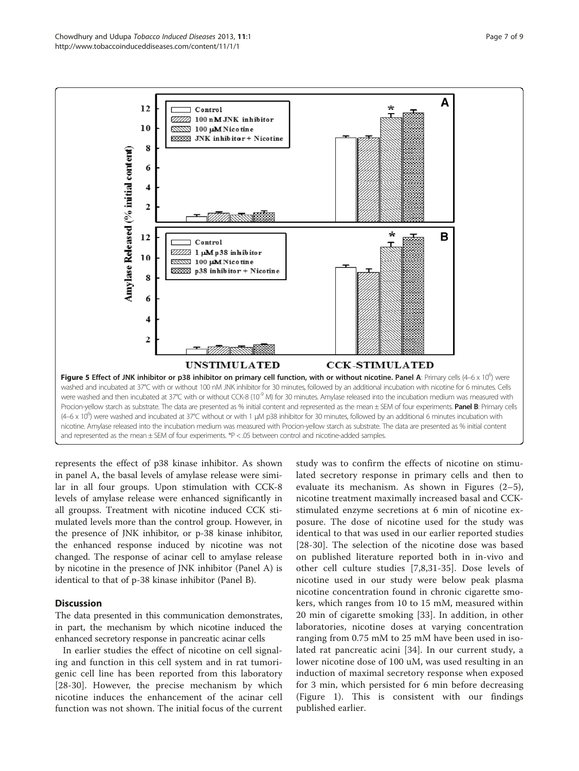Figure 5 Effect of JNK inhibitor or p38 inhibitor on primary cell function, with or without nicotine. Panel A: Primary cells (4–6 x $10^6$) were washed and incubated at 37°C with or without 100 nM JNK inhibitor for 30 minutes, followed by an additional incubation with nicotine for 6 minutes. Cells were washed and then incubated at 37°C with or without CCK-8 ($10^{-9}$ M) for 30 minutes. Amylase released into the incubation medium was measured with Procion-yellow starch as substrate. The data are presented as % initial content and represented as the mean ± SEM of four experiments. **Panel B**: Primary cells (4–6 x $10^6$) were washed and incubated at 37°C without or with 1 μM p38 inhibitor for 30 minutes, followed by an additional 6 minutes incubation with nicotine. Amylase released into the incubation medium was measured with Procion-yellow starch as substrate. The data are presented as % initial content and represented as the mean ± SEM of four experiments. *P < .05 between control and nicotine-added samples.

represents the effect of p38 kinase inhibitor. As shown in panel A, the basal levels of amylase release were similar in all four groups. Upon stimulation with CCK-8 levels of amylase release were enhanced significantly in all groupss. Treatment with nicotine induced CCK stimulated levels more than the control group. However, in the presence of JNK inhibitor, or p-38 kinase inhibitor, the enhanced response induced by nicotine was not changed. The response of acinar cell to amylase release by nicotine in the presence of JNK inhibitor (Panel A) is identical to that of p-38 kinase inhibitor (Panel B).

## Discussion

The data presented in this communication demonstrates, in part, the mechanism by which nicotine induced the enhanced secretory response in pancreatic acinar cells

In earlier studies the effect of nicotine on cell signaling and function in this cell system and in rat tumorigenic cell line has been reported from this laboratory [28-30]. However, the precise mechanism by which nicotine induces the enhancement of the acinar cell function was not shown. The initial focus of the current study was to confirm the effects of nicotine on stimulated secretory response in primary cells and then to evaluate its mechanism. As shown in Figures (2–5), nicotine treatment maximally increased basal and CCK-stimulated enzyme secretions at 6 min of nicotine exposure. The dose of nicotine used for the study was identical to that was used in our earlier reported studies [28-30]. The selection of the nicotine dose was based on published literature reported both in in-vivo and other cell culture studies [7,8,31-35]. Dose levels of nicotine used in our study were below peak plasma nicotine concentration found in chronic cigarette smokers, which ranges from 10 to 15 mM, measured within 20 min of cigarette smoking [33]. In addition, in other laboratories, nicotine doses at varying concentration ranging from 0.75 mM to 25 mM have been used in isolated rat pancreatic acini [34]. In our current study, a lower nicotine dose of 100 uM, was used resulting in an induction of maximal secretory response when exposed for 3 min, which persisted for 6 min before decreasing (Figure 1). This is consistent with our findings published earlier.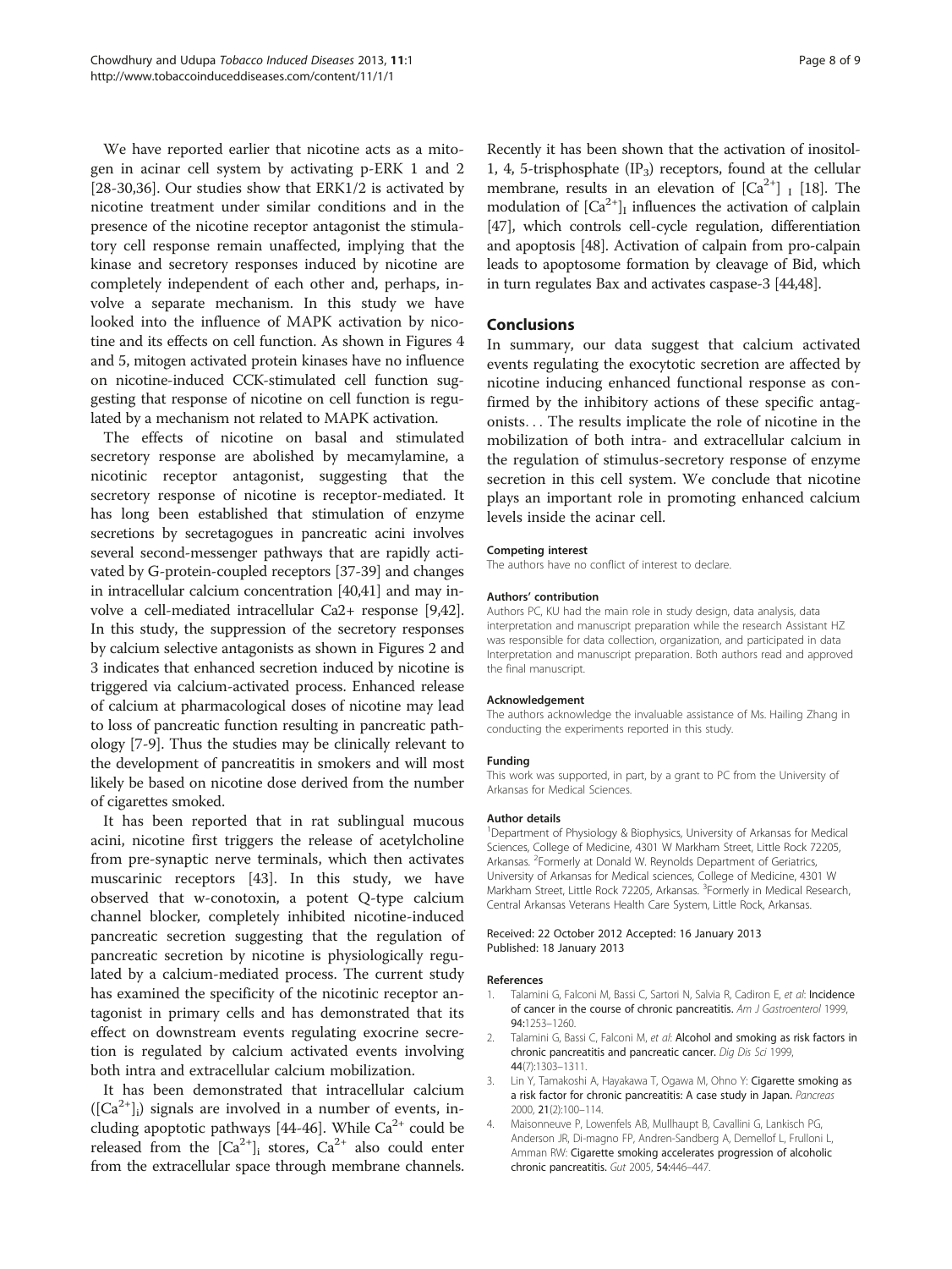We have reported earlier that nicotine acts as a mitogen in acinar cell system by activating p-ERK 1 and 2 [28-30,36]. Our studies show that ERK1/2 is activated by nicotine treatment under similar conditions and in the presence of the nicotine receptor antagonist the stimulatory cell response remain unaffected, implying that the kinase and secretory responses induced by nicotine are completely independent of each other and, perhaps, involve a separate mechanism. In this study we have looked into the influence of MAPK activation by nicotine and its effects on cell function. As shown in Figures 4 and 5, mitogen activated protein kinases have no influence on nicotine-induced CCK-stimulated cell function suggesting that response of nicotine on cell function is regulated by a mechanism not related to MAPK activation.

The effects of nicotine on basal and stimulated secretory response are abolished by mecamylamine, a nicotinic receptor antagonist, suggesting that the secretory response of nicotine is receptor-mediated. It has long been established that stimulation of enzyme secretions by secretagogues in pancreatic acini involves several second-messenger pathways that are rapidly activated by G-protein-coupled receptors [37-39] and changes in intracellular calcium concentration [40,41] and may involve a cell-mediated intracellular Ca2+ response [9,42]. In this study, the suppression of the secretory responses by calcium selective antagonists as shown in Figures 2 and 3 indicates that enhanced secretion induced by nicotine is triggered via calcium-activated process. Enhanced release of calcium at pharmacological doses of nicotine may lead to loss of pancreatic function resulting in pancreatic pathology [7-9]. Thus the studies may be clinically relevant to the development of pancreatitis in smokers and will most likely be based on nicotine dose derived from the number of cigarettes smoked.

It has been reported that in rat sublingual mucous acini, nicotine first triggers the release of acetylcholine from pre-synaptic nerve terminals, which then activates muscarinic receptors [43]. In this study, we have observed that w-conotoxin, a potent Q-type calcium channel blocker, completely inhibited nicotine-induced pancreatic secretion suggesting that the regulation of pancreatic secretion by nicotine is physiologically regulated by a calcium-mediated process. The current study has examined the specificity of the nicotinic receptor antagonist in primary cells and has demonstrated that its effect on downstream events regulating exocrine secretion is regulated by calcium activated events involving both intra and extracellular calcium mobilization.

It has been demonstrated that intracellular calcium ($[Ca^{2+}]_i$) signals are involved in a number of events, including apoptotic pathways [44-46]. While $Ca^{2+}$ could be released from the $[Ca^{2+}]_i$ stores, $Ca^{2+}$ also could enter from the extracellular space through membrane channels. Recently it has been shown that the activation of inositol-1, 4, 5-trisphosphate ($IP_3$) receptors, found at the cellular membrane, results in an elevation of $[Ca^{2+}]_I$ [18]. The modulation of $[Ca^{2+}]_I$ influences the activation of calplain [47], which controls cell-cycle regulation, differentiation and apoptosis [48]. Activation of calpain from pro-calpain leads to apoptosome formation by cleavage of Bid, which in turn regulates Bax and activates caspase-3 [44,48].

## Conclusions

In summary, our data suggest that calcium activated events regulating the exocytotic secretion are affected by nicotine inducing enhanced functional response as confirmed by the inhibitory actions of these specific antagonists. . . The results implicate the role of nicotine in the mobilization of both intra- and extracellular calcium in the regulation of stimulus-secretory response of enzyme secretion in this cell system. We conclude that nicotine plays an important role in promoting enhanced calcium levels inside the acinar cell.

#### Competing interest

The authors have no conflict of interest to declare.

#### Authors' contribution

Authors PC, KU had the main role in study design, data analysis, data interpretation and manuscript preparation while the research Assistant HZ was responsible for data collection, organization, and participated in data Interpretation and manuscript preparation. Both authors read and approved the final manuscript.

#### Acknowledgement

The authors acknowledge the invaluable assistance of Ms. Hailing Zhang in conducting the experiments reported in this study.

#### Funding

This work was supported, in part, by a grant to PC from the University of Arkansas for Medical Sciences.

#### Author details

[1]Department of Physiology & Biophysics, University of Arkansas for Medical Sciences, College of Medicine, 4301 W Markham Street, Little Rock 72205, Arkansas. [2]Formerly at Donald W. Reynolds Department of Geriatrics, University of Arkansas for Medical sciences, College of Medicine, 4301 W Markham Street, Little Rock 72205, Arkansas. [3]Formerly in Medical Research, Central Arkansas Veterans Health Care System, Little Rock, Arkansas.

Received: 22 October 2012 Accepted: 16 January 2013
Published: 18 January 2013

#### References

1. Talamini G, Falconi M, Bassi C, Sartori N, Salvia R, Cadiron E, *et al*: **Incidence of cancer in the course of chronic pancreatitis.** *Am J Gastroenterol* 1999, **94**:1253–1260.
2. Talamini G, Bassi C, Falconi M, *et al*: **Alcohol and smoking as risk factors in chronic pancreatitis and pancreatic cancer.** *Dig Dis Sci* 1999, **44**(7):1303–1311.
3. Lin Y, Tamakoshi A, Hayakawa T, Ogawa M, Ohno Y: **Cigarette smoking as a risk factor for chronic pancreatitis: A case study in Japan.** *Pancreas* 2000, **21**(2):100–114.
4. Maisonneuve P, Lowenfels AB, Mullhaupt B, Cavallini G, Lankisch PG, Anderson JR, Di-magno FP, Andren-Sandberg A, Demellof L, Frulloni L, Amman RW: **Cigarette smoking accelerates progression of alcoholic chronic pancreatitis.** *Gut* 2005, **54**:446–447.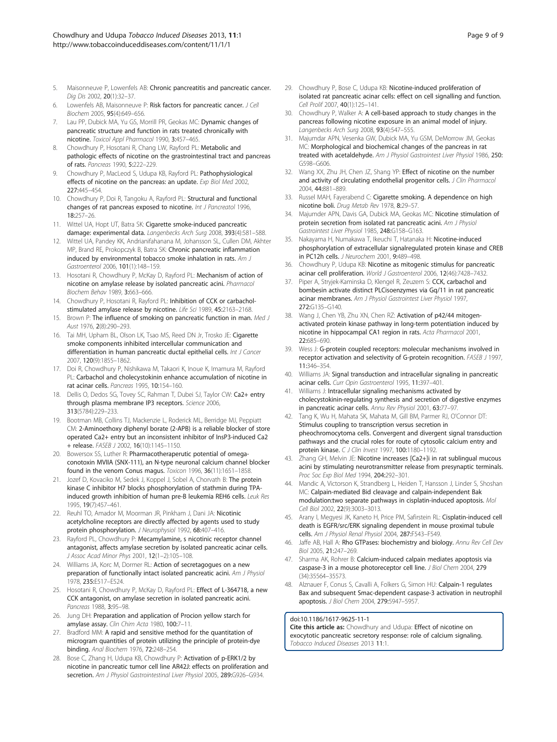5. Maisonneuve P, Lowenfels AB: **Chronic pancreatitis and pancreatic cancer.** *Dig Dis* 2002, **20**(1):32–37.
6. Lowenfels AB, Maisonneuve P: **Risk factors for pancreatic cancer.** *J Cell Biochem* 2005, **95**(4):649–656.
7. Lau PP, Dubick MA, Yu GS, Morrill PR, Geokas MC: **Dynamic changes of pancreatic structure and function in rats treated chronically with nicotine.** *Toxicol Appl Pharmacol* 1990, **3:**457–465.
8. Chowdhury P, Hosotani R, Chang LW, Rayford PL: **Metabolic and pathologic effects of nicotine on the grastrointestinal tract and pancreas of rats.** *Pancreas* 1990, **5:**222–229.
9. Chowdhury P, MacLeod S, Udupa KB, Rayford PL: **Pathophysiological effects of nicotine on the pancreas: an update.** *Exp Biol Med* 2002, **227:**445–454.
10. Chowdhury P, Doi R, Tangoku A, Rayford PL: **Structural and functional changes of rat pancreas exposed to nicotine.** *Int J Pancreatol* 1996, **18:**257–26.
11. Wittel UA, Hopt UT, Batra SK: **Cigarette smoke-induced pancreatic damage: experimental data.** *Langenbecks Arch Surg* 2008, **393**(4):581–588.
12. Wittel UA, Pandey KK, Andrianifahanana M, Johansson SL, Cullen DM, Akhter MP, Brand RE, Prokopczyk B, Batra SK: **Chronic pancreatic inflammation induced by environmental tobacco smoke inhalation in rats.** *Am J Gastroenterol* 2006, **101**(1):148–159.
13. Hosotani R, Chowdhury P, McKay D, Rayford PL: **Mechanism of action of nicotine on amylase release by isolated pancreatic acini.** *Pharmacol Biochem Behav* 1989, **3:**663–666.
14. Chowdhury P, Hosotani R, Rayford PL: **Inhibition of CCK or carbachol-stimulated amylase release by nicotine.** *Life Sci* 1989, **45:**2163–2168.
15. Brown P: **The influence of smoking on pancreatic function in man.** *Med J Aust* 1976, **2**(8):290–293.
16. Tai MH, Upham BL, Olson LK, Tsao MS, Reed DN Jr, Trosko JE: **Cigarette smoke components inhibited intercellular communication and differentiation in human pancreatic ductal epithelial cells.** *Int J Cancer* 2007, **120**(9):1855–1862.
17. Doi R, Chowdhury P, Nishikawa M, Takaori K, Inoue K, Imamura M, Rayford PL: **Carbachol and cholecystokinin enhance accumulation of nicotine in rat acinar cells.** *Pancreas* 1995, **10:**154–160.
18. Dellis O, Dedos SG, Tovey SC, Rahman T, Dubei SJ, Taylor CW: **Ca2+ entry through plasma membrane IP3 receptors.** *Science* 2006, **313**(5784):229–233.
19. Bootman MB, Collins TJ, Mackenzie L, Roderick ML, Berridge MJ, Peppiatt CM: **2-Aminoethoxy diphenyl borate (2-APB) is a reliable blocker of store operated Ca2+ entry but an inconsistent inhibitor of InsP3-induced Ca2 + release.** *FASEB J* 2002, **16**(10):1145–1150.
20. Bowersox SS, Luther R: **Pharmacotherapeurtic potential of omega-conotoxin MVIIA (SNX-111), an N-type neuronal calcium channel blocker found in the venom Conus magus.** *Toxicon* 1996, **36**(11):1651–1858.
21. Jozef D, Kovaciko M, Sedek J, Koppel J, Sobel A, Chorvath B: **The protein kinase C inhibitor H7 blocks phosphorylation of stathmin during TPA-induced growth inhibition of human pre-B leukemia REH6 cells.** *Leuk Res* 1995, **19**(7):457–461.
22. Reuhl TO, Amador M, Moorman JR, Pinkham J, Dani JA: **Nicotinic acetylcholine receptors are directly affected by agents used to study protein phosphorylation.** *J Neurophysiol* 1992, **68:**407–416.
23. Rayford PL, Chowdhury P: **Mecamylamine, s nicotinic receptor channel antagonist, affects amylase secretion by isolated pancreatic acinar cells.** *J Assoc Acad Minor Phys* 2001, **12**(1–2):105–108.
24. Williams JA, Korc M, Dormer RL: **Action of secretagogues on a new preparation of functionally intact isolated pancreatic acini.** *Am J Physiol* 1978, **235:**E517–E524.
25. Hosotani R, Chowdhury P, McKay D, Rayford PL: **Effect of L-364718, a new CCK antagonist, on amylase secretion in isolated pancreatic acini.** *Pancreas* 1988, **3:**95–98.
26. Jung DH: **Preparation and application of Procion yellow starch for amylase assay.** *Clin Chim Acta* 1980, **100:**7–11.
27. Bradford MM: **A rapid and sensitive method for the quantitation of microgram quantities of protein utilizing the principle of protein-dye binding.** *Anal Biochem* 1976, **72:**248–254.
28. Bose C, Zhang H, Udupa KB, Chowdhury P: **Activation of p-ERK1/2 by nicotine in pancreatic tumor cell line AR42J: effects on proliferation and secretion.** *Am J Physiol Gastrointestinal Liver Physiol* 2005, **289:**G926–G934.
29. Chowdhury P, Bose C, Udupa KB: **Nicotine-induced proliferation of isolated rat pancreatic acinar cells: effect on cell signalling and function.** *Cell Prolif* 2007, **40**(1):125–141.
30. Chowdhury P, Walker A: **A cell-based approach to study changes in the pancreas following nicotine exposure in an animal model of injury.** *Langenbecks Arch Surg* 2008, **93**(4):547–555.
31. Majumdar APN, Vesenka GW, Dubick MA, Yu GSM, DeMorrow JM, Geokas MC: **Morphological and biochemical changes of the pancreas in rat treated with acetaldehyde.** *Am J Physiol Gastrointest Liver Physiol* 1986, **250:**G598–G606.
32. Wang XX, Zhu JH, Chen JZ, Shang YP: **Effect of nicotine on the number and activity of circulating endothelial progenitor cells.** *J Clin Pharmacol* 2004, **44:**881–889.
33. Russel MAH, Fayerabend C: **Cigarette smoking. A dependence on high nicotine boli.** *Drug Metab Rev* 1978, **8:**29–57.
34. Majumder APN, Davis GA, Dubick MA, Geokas MC: **Nicotine stimulation of protein secretion from isolated rat pancreatic acini.** *Am J Physiol Gastrointest Liver Physiol* 1985, **248:**G158–G163.
35. Nakayama H, Numakawa T, Ikeuchi T, Hatanaka H: **Nicotine-induced phosphorylation of extracellular signalregulated protein kinase and CREB in PC12h cells.** *J Neurochem* 2001, **9:**489–498.
36. Chowdhury P, Udupa KB: **Nicotine as mitogenic stimulus for pancreatic acinar cell proliferation.** *World J Gastroenterol* 2006, **12**(46):7428–7432.
37. Piper A, Stryjek-Kaminska D, Klengel R, Zeuzem S: **CCK, carbachol and bombesin activate distinct PLCisoenzymes via Gq/11 in rat pancreatic acinar membranes.** *Am J Physiol Gastrointest Liver Physiol* 1997, **272:**G135–G140.
38. Wang J, Chen YB, Zhu XN, Chen RZ: **Activation of p42/44 mitogen-activated protein kinase pathway in long-term potentiation induced by nicotine in hippocampal CA1 region in rats.** *Acta Pharmacol* 2001, **22:**685–690.
39. Wess J: **G-protein coupled receptors: molecular mechanisms involved in receptor activation and selectivity of G-protein recognition.** *FASEB J* 1997, **11:**346–354.
40. Williams JA: **Signal transduction and intracellular signaling in pancreatic acinar cells.** *Curr Opin Gastroenterol* 1995, **11:**397–401.
41. Williams J: **Intracellular signaling mechanisms activated by cholecystokinin-regulating synthesis and secretion of digestive enzymes in pancreatic acinar cells.** *Annu Rev Physiol* 2001, **63:**77–97.
42. Tang K, Wu H, Mahata SK, Mahata M, Gill BM, Parmer RJ, O'Connor DT: **Stimulus coupling to transcription versus secretion in pheochromocytoma cells. Convergent and divergent signal transduction pathways and the crucial roles for route of cytosolic calcium entry and protein kinase.** *C J Clin Invest* 1997, **100:**1180–1192.
43. Zhang GH, Melvin JE: **Nicotine increases [Ca2+]i in rat sublingual mucous acini by stimulating neurotransmitter release from presynaptic terminals.** *Proc Soc Exp Biol Med* 1994, **204:**292–301.
44. Mandic A, Victorson K, Strandberg L, Heiden T, Hansson J, Linder S, Shoshan MC: **Calpain-mediated Bid cleavage and calpain-independent Bak modulation:two separate pathways in cisplatin-induced apoptosis.** *Mol Cell Biol* 2002, **22**(9):3003–3013.
45. Arany I, Megyesi JK, Kaneto H, Price PM, Safirstein RL: **Cisplatin-induced cell death is EGFR/src/ERK signaling dependent in mouse proximal tubule cells.** *Am J Physiol Renal Physiol* 2004, **287:**F543–F549.
46. Jaffe AB, Hall A: **Rho GTPases: biochemistry and biology.** *Annu Rev Cell Dev Biol* 2005, **21:**247–269.
47. Sharma AK, Rohrer B: **Calcium-induced calpain mediates apoptosis via caspase-3 in a mouse photoreceptor cell line.** *J Biol Chem* 2004, **279** (34):35564–35573.
48. Alznauer F, Conus S, Cavalli A, Folkers G, Simon HU: **Calpain-1 regulates Bax and subsequent Smac-dependent caspase-3 activation in neutrophil apoptosis.** *J Biol Chem* 2004, **279:**5947–5957.

doi:10.1186/1617-9625-11-1

**Cite this article as:** Chowdhury and Udupa: Effect of nicotine on exocytotic pancreatic secretory response: role of calcium signaling. *Tobacco Induced Diseases* 2013 **11**:1.